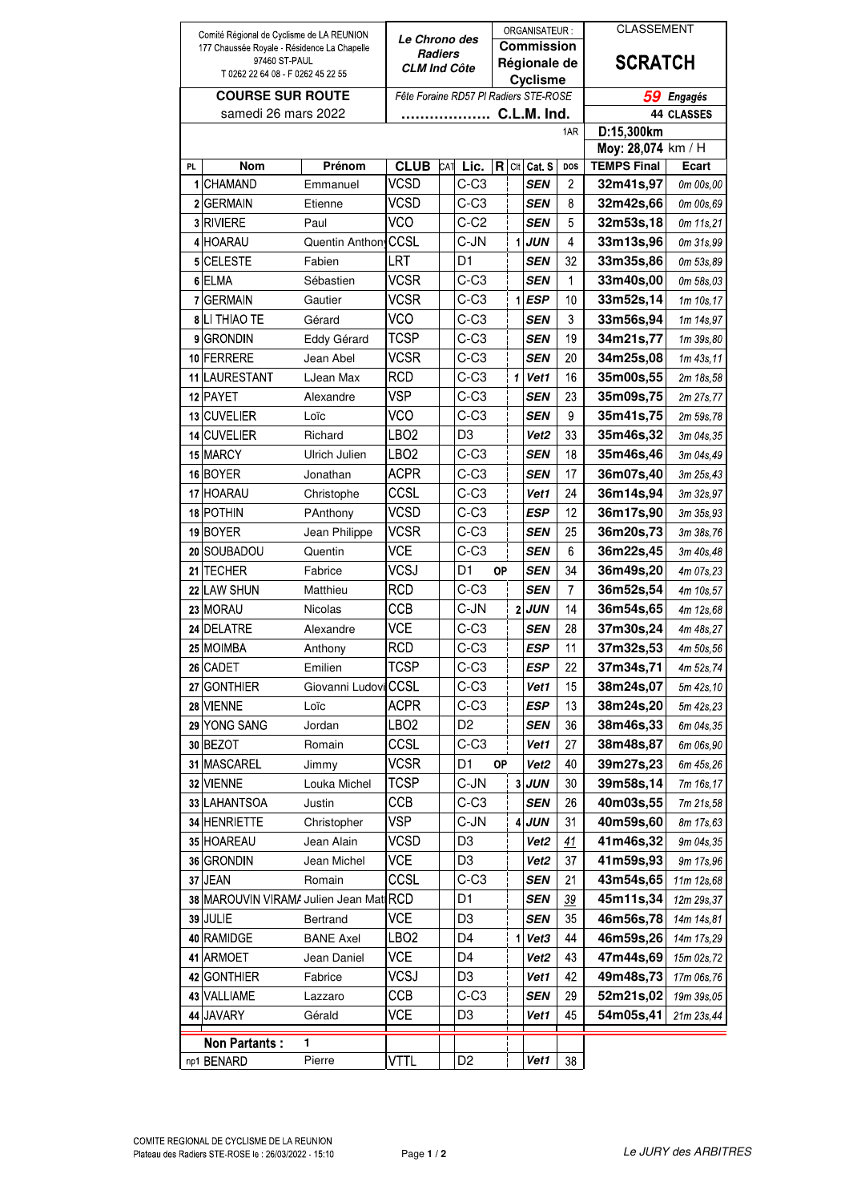| Comité Régional de Cyclisme de LA REUNION<br>177 Chaussée Royale - Résidence La Chapelle<br>97460 ST-PAUL<br>T 0262 22 64 08 - F 0262 45 22 55 | *Le Chrono des Radiers*<br>*CLM Ind Côte* | ORGANISATEUR :<br>**Commission Régionale de Cyclisme** | CLASSEMENT<br>**SCRATCH** |
|---|---|---|---|
| **COURSE SUR ROUTE**<br>samedi 26 mars 2022 | *Fête Foraine RD57 Pl Radiers STE-ROSE*<br>.................. **C.L.M. Ind.** | | **59** *Engagés*<br>**44 CLASSES** |
| | | 1AR | **D:15,300km**<br>**Moy: 28,074** km / H |

| PL | Nom | Prénom | CLUB | CAT | Lic. | R | Clt | Cat. S | DOS | TEMPS Final | Ecart |
|---|---|---|---|---|---|---|---|---|---|---|---|
| 1 | CHAMAND | Emmanuel | VCSD | | C-C3 | | | SEN | 2 | 32m41s,97 | 0m 00s,00 |
| 2 | GERMAIN | Etienne | VCSD | | C-C3 | | | SEN | 8 | 32m42s,66 | 0m 00s,69 |
| 3 | RIVIERE | Paul | VCO | | C-C2 | | | SEN | 5 | 32m53s,18 | 0m 11s,21 |
| 4 | HOARAU | Quentin Anthony | CCSL | | C-JN | | 1 | JUN | 4 | 33m13s,96 | 0m 31s,99 |
| 5 | CELESTE | Fabien | LRT | | D1 | | | SEN | 32 | 33m35s,86 | 0m 53s,89 |
| 6 | ELMA | Sébastien | VCSR | | C-C3 | | | SEN | 1 | 33m40s,00 | 0m 58s,03 |
| 7 | GERMAIN | Gautier | VCSR | | C-C3 | | 1 | ESP | 10 | 33m52s,14 | 1m 10s,17 |
| 8 | LI THIAO TE | Gérard | VCO | | C-C3 | | | SEN | 3 | 33m56s,94 | 1m 14s,97 |
| 9 | GRONDIN | Eddy Gérard | TCSP | | C-C3 | | | SEN | 19 | 34m21s,77 | 1m 39s,80 |
| 10 | FERRERE | Jean Abel | VCSR | | C-C3 | | | SEN | 20 | 34m25s,08 | 1m 43s,11 |
| 11 | LAURESTANT | LJean Max | RCD | | C-C3 | | 1 | Vet1 | 16 | 35m00s,55 | 2m 18s,58 |
| 12 | PAYET | Alexandre | VSP | | C-C3 | | | SEN | 23 | 35m09s,75 | 2m 27s,77 |
| 13 | CUVELIER | Loïc | VCO | | C-C3 | | | SEN | 9 | 35m41s,75 | 2m 59s,78 |
| 14 | CUVELIER | Richard | LBO2 | | D3 | | | Vet2 | 33 | 35m46s,32 | 3m 04s,35 |
| 15 | MARCY | Ulrich Julien | LBO2 | | C-C3 | | | SEN | 18 | 35m46s,46 | 3m 04s,49 |
| 16 | BOYER | Jonathan | ACPR | | C-C3 | | | SEN | 17 | 36m07s,40 | 3m 25s,43 |
| 17 | HOARAU | Christophe | CCSL | | C-C3 | | | Vet1 | 24 | 36m14s,94 | 3m 32s,97 |
| 18 | POTHIN | PAnthony | VCSD | | C-C3 | | | ESP | 12 | 36m17s,90 | 3m 35s,93 |
| 19 | BOYER | Jean Philippe | VCSR | | C-C3 | | | SEN | 25 | 36m20s,73 | 3m 38s,76 |
| 20 | SOUBADOU | Quentin | VCE | | C-C3 | | | SEN | 6 | 36m22s,45 | 3m 40s,48 |
| 21 | TECHER | Fabrice | VCSJ | | D1 | OP | | SEN | 34 | 36m49s,20 | 4m 07s,23 |
| 22 | LAW SHUN | Matthieu | RCD | | C-C3 | | | SEN | 7 | 36m52s,54 | 4m 10s,57 |
| 23 | MORAU | Nicolas | CCB | | C-JN | | 2 | JUN | 14 | 36m54s,65 | 4m 12s,68 |
| 24 | DELATRE | Alexandre | VCE | | C-C3 | | | SEN | 28 | 37m30s,24 | 4m 48s,27 |
| 25 | MOIMBA | Anthony | RCD | | C-C3 | | | ESP | 11 | 37m32s,53 | 4m 50s,56 |
| 26 | CADET | Emilien | TCSP | | C-C3 | | | ESP | 22 | 37m34s,71 | 4m 52s,74 |
| 27 | GONTHIER | Giovanni Ludovi | CCSL | | C-C3 | | | Vet1 | 15 | 38m24s,07 | 5m 42s,10 |
| 28 | VIENNE | Loïc | ACPR | | C-C3 | | | ESP | 13 | 38m24s,20 | 5m 42s,23 |
| 29 | YONG SANG | Jordan | LBO2 | | D2 | | | SEN | 36 | 38m46s,33 | 6m 04s,35 |
| 30 | BEZOT | Romain | CCSL | | C-C3 | | | Vet1 | 27 | 38m48s,87 | 6m 06s,90 |
| 31 | MASCAREL | Jimmy | VCSR | | D1 | OP | | Vet2 | 40 | 39m27s,23 | 6m 45s,26 |
| 32 | VIENNE | Louka Michel | TCSP | | C-JN | | 3 | JUN | 30 | 39m58s,14 | 7m 16s,17 |
| 33 | LAHANTSOA | Justin | CCB | | C-C3 | | | SEN | 26 | 40m03s,55 | 7m 21s,58 |
| 34 | HENRIETTE | Christopher | VSP | | C-JN | | 4 | JUN | 31 | 40m59s,60 | 8m 17s,63 |
| 35 | HOAREAU | Jean Alain | VCSD | | D3 | | | Vet2 | 41 | 41m46s,32 | 9m 04s,35 |
| 36 | GRONDIN | Jean Michel | VCE | | D3 | | | Vet2 | 37 | 41m59s,93 | 9m 17s,96 |
| 37 | JEAN | Romain | CCSL | | C-C3 | | | SEN | 21 | 43m54s,65 | 11m 12s,68 |
| 38 | MAROUVIN VIRAMA | Julien Jean Mat | RCD | | D1 | | | SEN | 39 | 45m11s,34 | 12m 29s,37 |
| 39 | JULIE | Bertrand | VCE | | D3 | | | SEN | 35 | 46m56s,78 | 14m 14s,81 |
| 40 | RAMIDGE | BANE Axel | LBO2 | | D4 | | 1 | Vet3 | 44 | 46m59s,26 | 14m 17s,29 |
| 41 | ARMOET | Jean Daniel | VCE | | D4 | | | Vet2 | 43 | 47m44s,69 | 15m 02s,72 |
| 42 | GONTHIER | Fabrice | VCSJ | | D3 | | | Vet1 | 42 | 49m48s,73 | 17m 06s,76 |
| 43 | VALLIAME | Lazzaro | CCB | | C-C3 | | | SEN | 29 | 52m21s,02 | 19m 39s,05 |
| 44 | JAVARY | Gérald | VCE | | D3 | | | Vet1 | 45 | 54m05,41 | 21m 23s,44 |
| | **Non Partants :** | 1 | | | | | | | | | |
| np1 | BENARD | Pierre | VTTL | | D2 | | | Vet1 | 38 | | |

COMITE REGIONAL DE CYCLISME DE LA REUNION
Plateau des Radiers STE-ROSE le : 26/03/2022 - 15:10

*Le JURY des ARBITRES*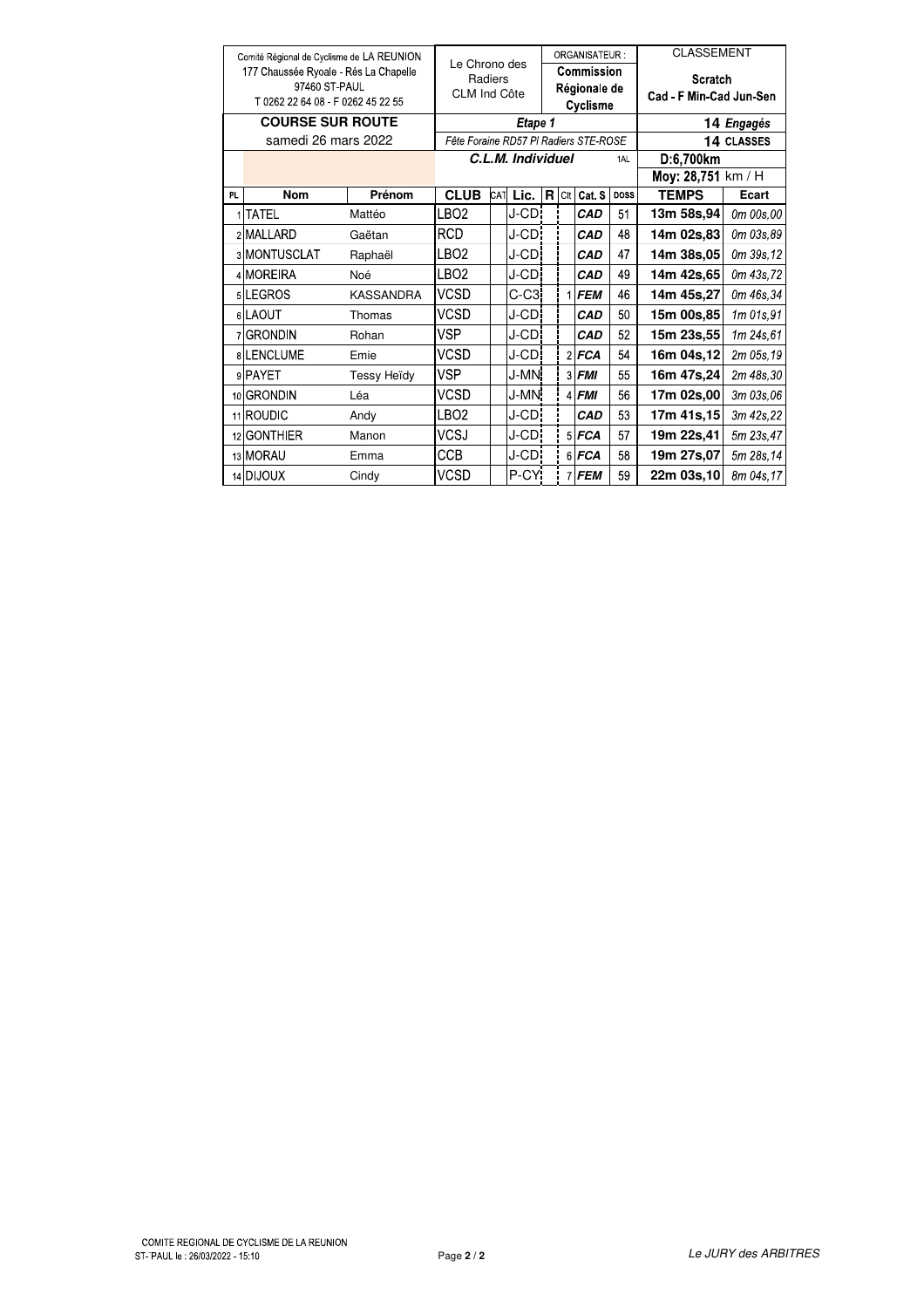| Comité Régional de Cyclisme de LA REUNION<br>177 Chaussée Ryoale - Rés La Chapelle<br>97460 ST-PAUL<br>T 0262 22 64 08 - F 0262 45 22 55 | Le Chrono des Radiers<br>CLM Ind Côte | ORGANISATEUR :<br>**Commission Régionale de Cyclisme** | CLASSEMENT<br>**Scratch**<br>**Cad - F Min-Cad Jun-Sen** |
|---|---|---|---|
| **COURSE SUR ROUTE** | *Etape 1* | | **14** *Engagés* |
| samedi 26 mars 2022 | *Fête Foraine RD57 Pl Radiers STE-ROSE* | | **14 CLASSES** |
| | ***C.L.M. Individuel*** | 1AL | **D:6,700km** |
| | | | **Moy: 28,751** km / H |

| PL | Nom | Prénom | CLUB | CAT | Lic. | R | Clt | Cat. S | DOSS | TEMPS | Ecart |
|---|---|---|---|---|---|---|---|---|---|---|---|
| 1 | TATEL | Mattéo | LBO2 | | J-CD | | | CAD | 51 | 13m 58s,94 | 0m 00s,00 |
| 2 | MALLARD | Gaëtan | RCD | | J-CD | | | CAD | 48 | 14m 02s,83 | 0m 03s,89 |
| 3 | MONTUSCLAT | Raphaël | LBO2 | | J-CD | | | CAD | 47 | 14m 38s,05 | 0m 39s,12 |
| 4 | MOREIRA | Noé | LBO2 | | J-CD | | | CAD | 49 | 14m 42s,65 | 0m 43s,72 |
| 5 | LEGROS | KASSANDRA | VCSD | | C-C3 | | 1 | FEM | 46 | 14m 45s,27 | 0m 46s,34 |
| 6 | LAOUT | Thomas | VCSD | | J-CD | | | CAD | 50 | 15m 00s,85 | 1m 01s,91 |
| 7 | GRONDIN | Rohan | VSP | | J-CD | | | CAD | 52 | 15m 23s,55 | 1m 24s,61 |
| 8 | LENCLUME | Emie | VCSD | | J-CD | | 2 | FCA | 54 | 16m 04s,12 | 2m 05s,19 |
| 9 | PAYET | Tessy Heïdy | VSP | | J-MN | | 3 | FMI | 55 | 16m 47s,24 | 2m 48s,30 |
| 10 | GRONDIN | Léa | VCSD | | J-MN | | 4 | FMI | 56 | 17m 02s,00 | 3m 03s,06 |
| 11 | ROUDIC | Andy | LBO2 | | J-CD | | | CAD | 53 | 17m 41s,15 | 3m 42s,22 |
| 12 | GONTHIER | Manon | VCSJ | | J-CD | | 5 | FCA | 57 | 19m 22s,41 | 5m 23s,47 |
| 13 | MORAU | Emma | CCB | | J-CD | | 6 | FCA | 58 | 19m 27s,07 | 5m 28s,14 |
| 14 | DIJOUX | Cindy | VCSD | | P-CY | | 7 | FEM | 59 | 22m 03s,10 | 8m 04s,17 |

COMITE REGIONAL DE CYCLISME DE LA REUNION
ST-PAUL le : 26/03/2022 - 15:10

*Le JURY des ARBITRES*